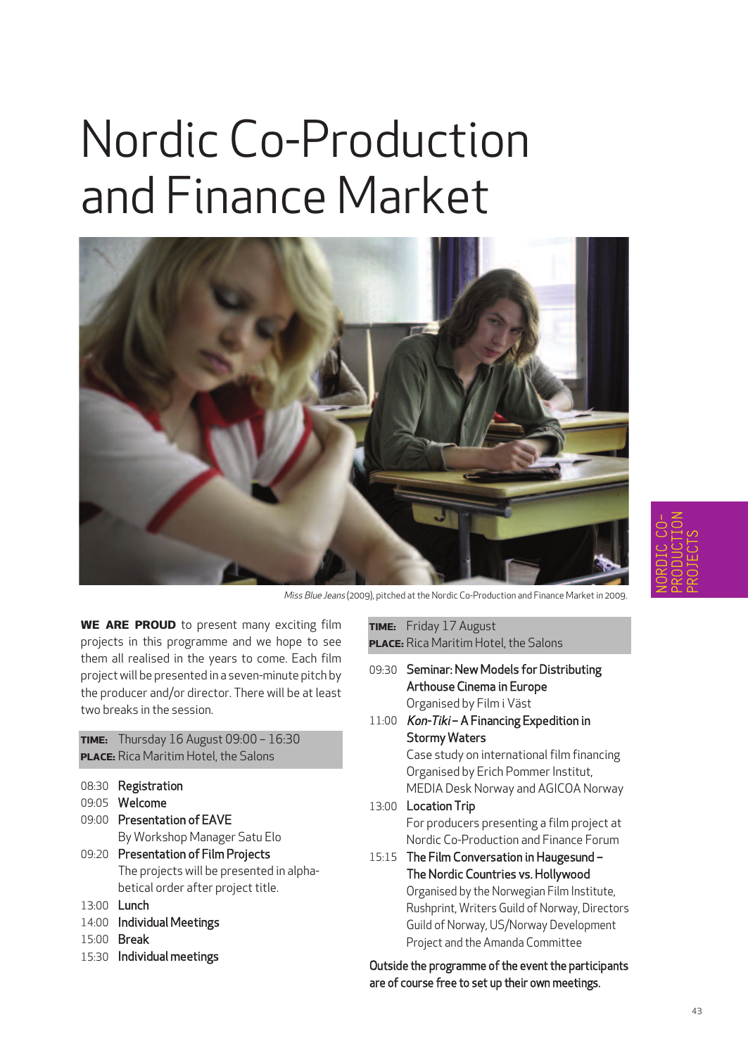# Nordic Co-Production and Finance Market

*Miss Blue Jeans* (2009), pitched at the Nordic Co-Production and Finance Market in 2009.

**WE ARE PROUD** to present many exciting film projects in this programme and we hope to see them all realised in the years to come. Each film project will be presented in a seven-minute pitch by the producer and/or director. There will be at least two breaks in the session.

**TIME:** Thursday 16 August 09:00 – 16:30
**PLACE:** Rica Maritim Hotel, the Salons

08:30 **Registration**
09:05 **Welcome**
09:00 **Presentation of EAVE**
By Workshop Manager Satu Elo
09:20 **Presentation of Film Projects**
The projects will be presented in alphabetical order after project title.
13:00 **Lunch**
14:00 **Individual Meetings**
15:00 **Break**
15:30 **Individual meetings**

**TIME:** Friday 17 August
**PLACE:** Rica Maritim Hotel, the Salons

09:30 **Seminar: New Models for Distributing Arthouse Cinema in Europe**
Organised by Film i Väst
11:00 ***Kon-Tiki* – A Financing Expedition in Stormy Waters**
Case study on international film financing
Organised by Erich Pommer Institut, MEDIA Desk Norway and AGICOA Norway
13:00 **Location Trip**
For producers presenting a film project at Nordic Co-Production and Finance Forum
15:15 **The Film Conversation in Haugesund – The Nordic Countries vs. Hollywood**
Organised by the Norwegian Film Institute, Rushprint, Writers Guild of Norway, Directors Guild of Norway, US/Norway Development Project and the Amanda Committee

Outside the programme of the event the participants are of course free to set up their own meetings.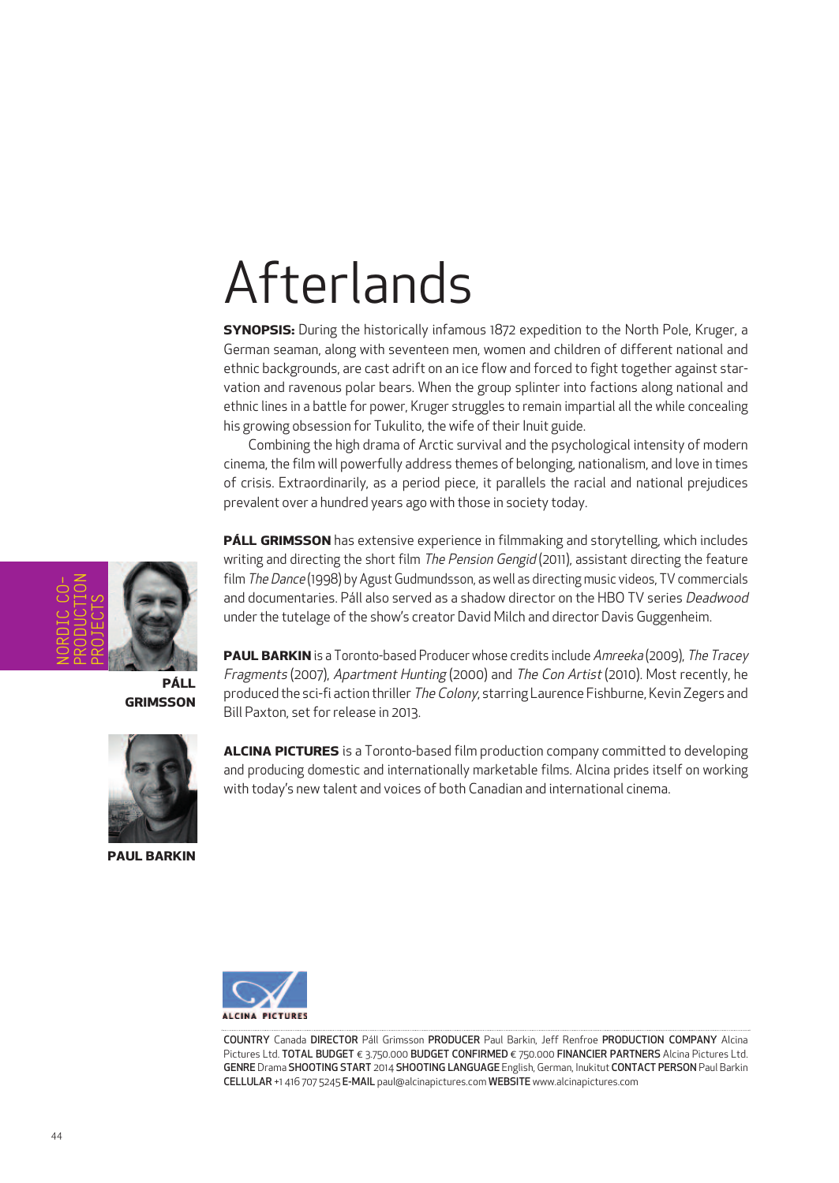# Afterlands

**SYNOPSIS:** During the historically infamous 1872 expedition to the North Pole, Kruger, a German seaman, along with seventeen men, women and children of different national and ethnic backgrounds, are cast adrift on an ice flow and forced to fight together against starvation and ravenous polar bears. When the group splinter into factions along national and ethnic lines in a battle for power, Kruger struggles to remain impartial all the while concealing his growing obsession for Tukulito, the wife of their Inuit guide.

Combining the high drama of Arctic survival and the psychological intensity of modern cinema, the film will powerfully address themes of belonging, nationalism, and love in times of crisis. Extraordinarily, as a period piece, it parallels the racial and national prejudices prevalent over a hundred years ago with those in society today.

NORDIC CO-PRODUCTION PROJECTS

**PÁLL GRIMSSON**

**PÁLL GRIMSSON** has extensive experience in filmmaking and storytelling, which includes writing and directing the short film *The Pension Gengid* (2011), assistant directing the feature film *The Dance* (1998) by Agust Gudmundsson, as well as directing music videos, TV commercials and documentaries. Páll also served as a shadow director on the HBO TV series *Deadwood* under the tutelage of the show's creator David Milch and director Davis Guggenheim.

**PAUL BARKIN**

**PAUL BARKIN** is a Toronto-based Producer whose credits include *Amreeka* (2009), *The Tracey Fragments* (2007), *Apartment Hunting* (2000) and *The Con Artist* (2010). Most recently, he produced the sci-fi action thriller *The Colony*, starring Laurence Fishburne, Kevin Zegers and Bill Paxton, set for release in 2013.

**ALCINA PICTURES** is a Toronto-based film production company committed to developing and producing domestic and internationally marketable films. Alcina prides itself on working with today's new talent and voices of both Canadian and international cinema.

ALCINA PICTURES

**COUNTRY** Canada **DIRECTOR** Páll Grimsson **PRODUCER** Paul Barkin, Jeff Renfroe **PRODUCTION COMPANY** Alcina Pictures Ltd. **TOTAL BUDGET** € 3.750.000 **BUDGET CONFIRMED** € 750.000 **FINANCIER PARTNERS** Alcina Pictures Ltd. **GENRE** Drama **SHOOTING START** 2014 **SHOOTING LANGUAGE** English, German, Inukitut **CONTACT PERSON** Paul Barkin **CELLULAR** +1 416 707 5245 **E-MAIL** paul@alcinapictures.com **WEBSITE** www.alcinapictures.com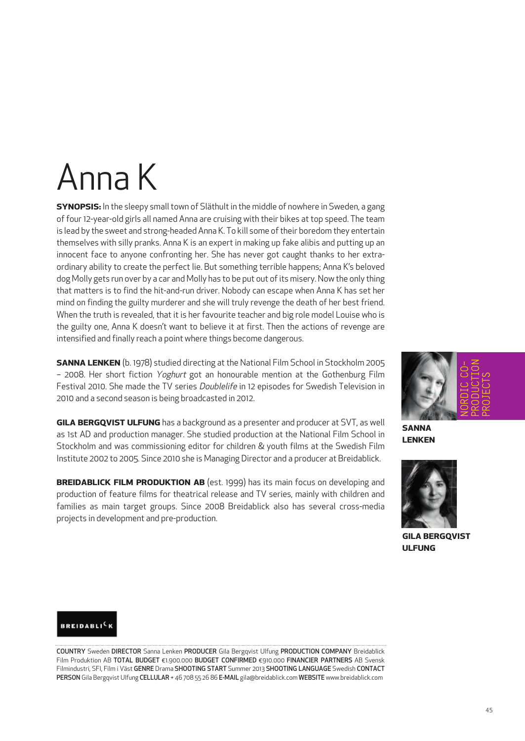# Anna K

**SYNOPSIS:** In the sleepy small town of Släthult in the middle of nowhere in Sweden, a gang of four 12-year-old girls all named Anna are cruising with their bikes at top speed. The team is lead by the sweet and strong-headed Anna K. To kill some of their boredom they entertain themselves with silly pranks. Anna K is an expert in making up fake alibis and putting up an innocent face to anyone confronting her. She has never got caught thanks to her extra-ordinary ability to create the perfect lie. But something terrible happens; Anna K's beloved dog Molly gets run over by a car and Molly has to be put out of its misery. Now the only thing that matters is to find the hit-and-run driver. Nobody can escape when Anna K has set her mind on finding the guilty murderer and she will truly revenge the death of her best friend. When the truth is revealed, that it is her favourite teacher and big role model Louise who is the guilty one, Anna K doesn't want to believe it at first. Then the actions of revenge are intensified and finally reach a point where things become dangerous.

**SANNA LENKEN** (b. 1978) studied directing at the National Film School in Stockholm 2005 – 2008. Her short fiction *Yoghurt* got an honourable mention at the Gothenburg Film Festival 2010. She made the TV series *Doublelife* in 12 episodes for Swedish Television in 2010 and a second season is being broadcasted in 2012.

**GILA BERGQVIST ULFUNG** has a background as a presenter and producer at SVT, as well as 1st AD and production manager. She studied production at the National Film School in Stockholm and was commissioning editor for children & youth films at the Swedish Film Institute 2002 to 2005. Since 2010 she is Managing Director and a producer at Breidablick.

**BREIDABLICK FILM PRODUKTION AB** (est. 1999) has its main focus on developing and production of feature films for theatrical release and TV series, mainly with children and families as main target groups. Since 2008 Breidablick also has several cross-media projects in development and pre-production.

NORDIC CO-PRODUCTION PROJECTS

**SANNA LENKEN**

**GILA BERGQVIST ULFUNG**

BREIDABLICK

COUNTRY Sweden DIRECTOR Sanna Lenken PRODUCER Gila Bergqvist Ulfung PRODUCTION COMPANY Breidablick Film Produktion AB TOTAL BUDGET €1.900.000 BUDGET CONFIRMED €910.000 FINANCIER PARTNERS AB Svensk Filmindustri, SFI, Film i Väst GENRE Drama SHOOTING START Summer 2013 SHOOTING LANGUAGE Swedish CONTACT PERSON Gila Bergqvist Ulfung CELLULAR + 46 708 55 26 86 E-MAIL gila@breidablick.com WEBSITE www.breidablick.com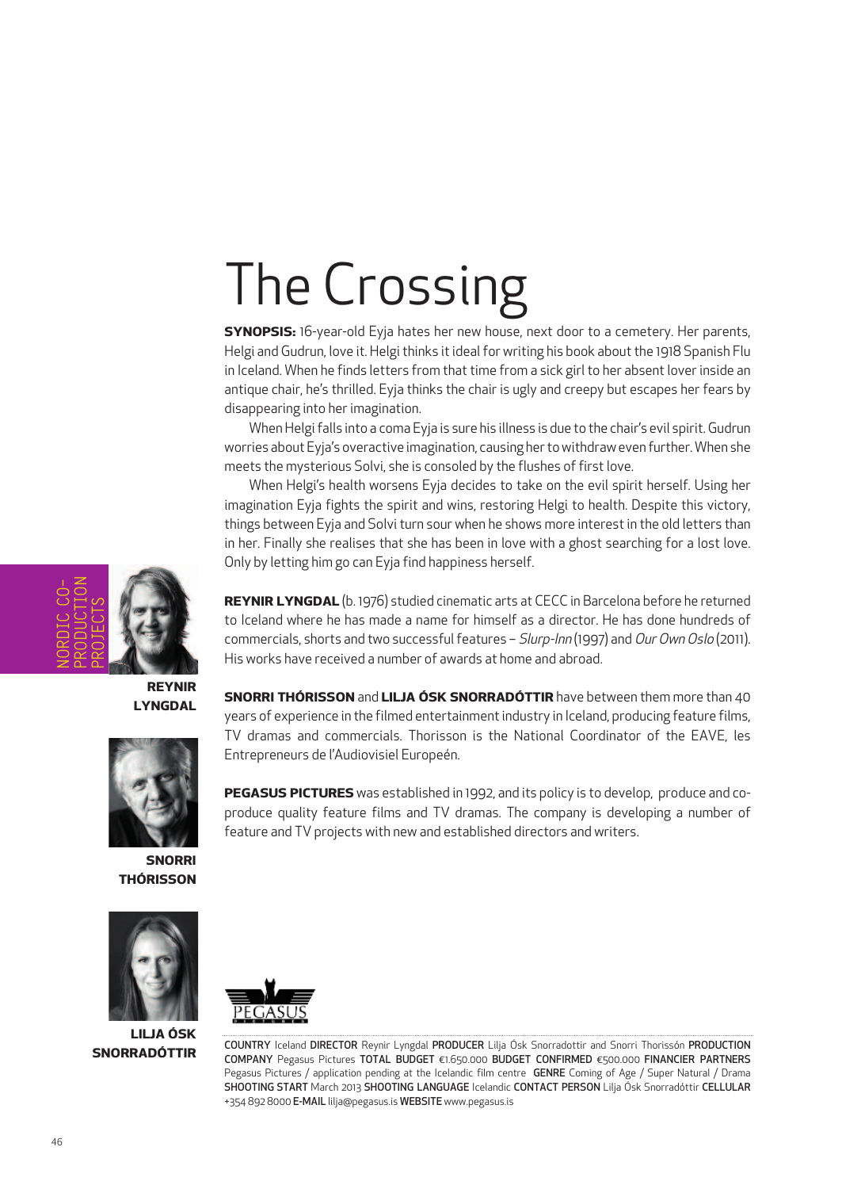# The Crossing

**SYNOPSIS:** 16-year-old Eyja hates her new house, next door to a cemetery. Her parents, Helgi and Gudrun, love it. Helgi thinks it ideal for writing his book about the 1918 Spanish Flu in Iceland. When he finds letters from that time from a sick girl to her absent lover inside an antique chair, he's thrilled. Eyja thinks the chair is ugly and creepy but escapes her fears by disappearing into her imagination.

When Helgi falls into a coma Eyja is sure his illness is due to the chair's evil spirit. Gudrun worries about Eyja's overactive imagination, causing her to withdraw even further. When she meets the mysterious Solvi, she is consoled by the flushes of first love.

When Helgi's health worsens Eyja decides to take on the evil spirit herself. Using her imagination Eyja fights the spirit and wins, restoring Helgi to health. Despite this victory, things between Eyja and Solvi turn sour when he shows more interest in the old letters than in her. Finally she realises that she has been in love with a ghost searching for a lost love. Only by letting him go can Eyja find happiness herself.

NORDIC CO-PRODUCTION PROJECTS

**REYNIR LYNGDAL**

**REYNIR LYNGDAL** (b. 1976) studied cinematic arts at CECC in Barcelona before he returned to Iceland where he has made a name for himself as a director. He has done hundreds of commercials, shorts and two successful features – *Slurp-Inn* (1997) and *Our Own Oslo* (2011). His works have received a number of awards at home and abroad.

**SNORRI THÓRISSON**

**SNORRI THÓRISSON** and **LILJA ÓSK SNORRADÓTTIR** have between them more than 40 years of experience in the filmed entertainment industry in Iceland, producing feature films, TV dramas and commercials. Thorisson is the National Coordinator of the EAVE, les Entrepreneurs de l'Audiovisiel Européen.

**PEGASUS PICTURES** was established in 1992, and its policy is to develop, produce and co-produce quality feature films and TV dramas. The company is developing a number of feature and TV projects with new and established directors and writers.

**LILJA ÓSK SNORRADÓTTIR**

PEGASUS

**COUNTRY** Iceland **DIRECTOR** Reynir Lyngdal **PRODUCER** Lilja Ósk Snorradottir and Snorri Thorissón **PRODUCTION COMPANY** Pegasus Pictures **TOTAL BUDGET** €1.650.000 **BUDGET CONFIRMED** €500.000 **FINANCIER PARTNERS** Pegasus Pictures / application pending at the Icelandic film centre **GENRE** Coming of Age / Super Natural / Drama **SHOOTING START** March 2013 **SHOOTING LANGUAGE** Icelandic **CONTACT PERSON** Lilja Ósk Snorradóttir **CELLULAR** +354 892 8000 **E-MAIL** lilja@pegasus.is **WEBSITE** www.pegasus.is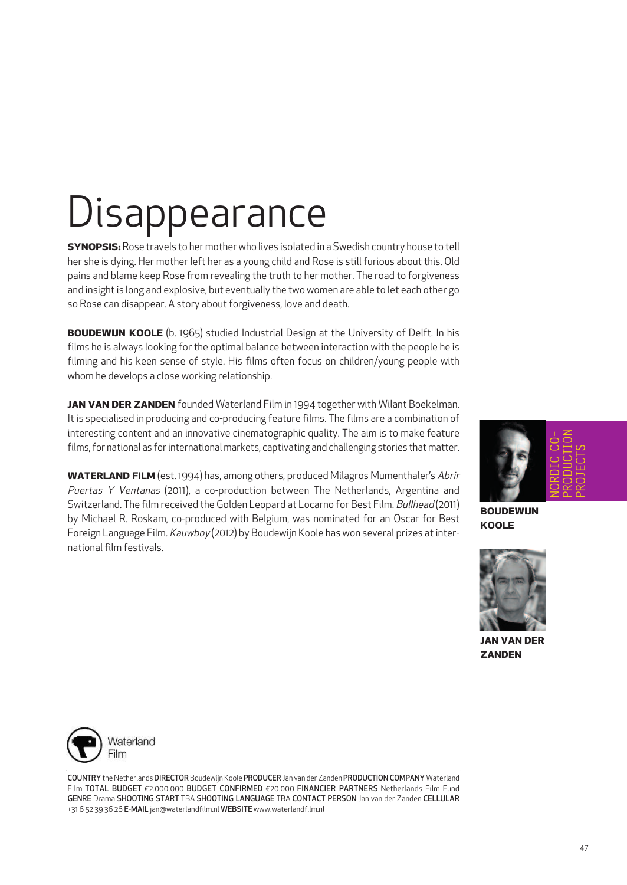# Disappearance

**SYNOPSIS:** Rose travels to her mother who lives isolated in a Swedish country house to tell her she is dying. Her mother left her as a young child and Rose is still furious about this. Old pains and blame keep Rose from revealing the truth to her mother. The road to forgiveness and insight is long and explosive, but eventually the two women are able to let each other go so Rose can disappear. A story about forgiveness, love and death.

**BOUDEWIJN KOOLE** (b. 1965) studied Industrial Design at the University of Delft. In his films he is always looking for the optimal balance between interaction with the people he is filming and his keen sense of style. His films often focus on children/young people with whom he develops a close working relationship.

**JAN VAN DER ZANDEN** founded Waterland Film in 1994 together with Wilant Boekelman. It is specialised in producing and co-producing feature films. The films are a combination of interesting content and an innovative cinematographic quality. The aim is to make feature films, for national as for international markets, captivating and challenging stories that matter.

**WATERLAND FILM** (est. 1994) has, among others, produced Milagros Mumenthaler's *Abrir Puertas Y Ventanas* (2011), a co-production between The Netherlands, Argentina and Switzerland. The film received the Golden Leopard at Locarno for Best Film. *Bullhead* (2011) by Michael R. Roskam, co-produced with Belgium, was nominated for an Oscar for Best Foreign Language Film. *Kauwboy* (2012) by Boudewijn Koole has won several prizes at international film festivals.

NORDIC CO-PRODUCTION PROJECTS

**BOUDEWIJN KOOLE**

**JAN VAN DER ZANDEN**

Waterland Film

**COUNTRY** the Netherlands **DIRECTOR** Boudewijn Koole **PRODUCER** Jan van der Zanden **PRODUCTION COMPANY** Waterland Film **TOTAL BUDGET** €2.000.000 **BUDGET CONFIRMED** €20.000 **FINANCIER PARTNERS** Netherlands Film Fund **GENRE** Drama **SHOOTING START** TBA **SHOOTING LANGUAGE** TBA **CONTACT PERSON** Jan van der Zanden **CELLULAR** +31 6 52 39 36 26 **E-MAIL** jan@waterlandfilm.nl **WEBSITE** www.waterlandfilm.nl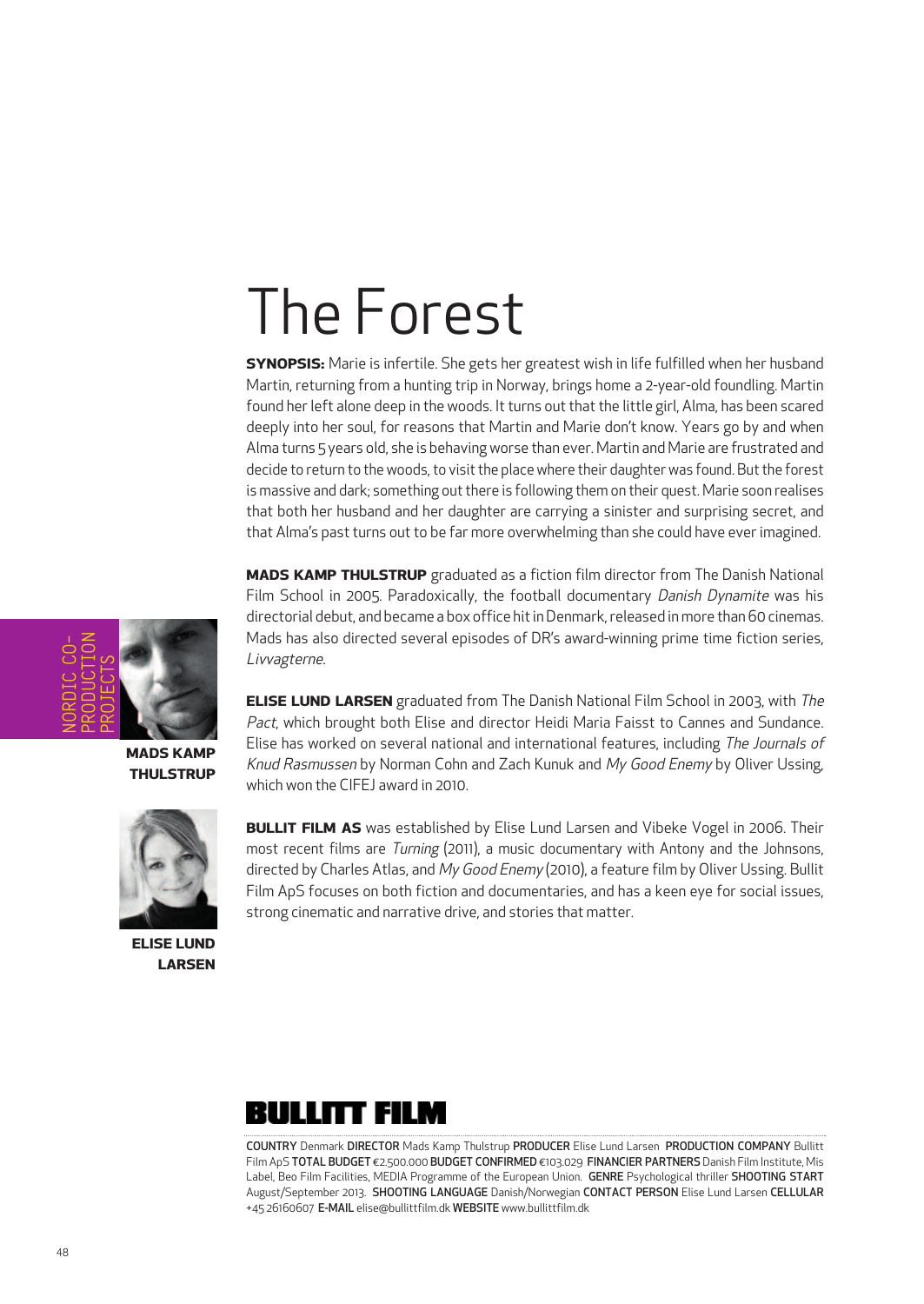# The Forest

**SYNOPSIS:** Marie is infertile. She gets her greatest wish in life fulfilled when her husband Martin, returning from a hunting trip in Norway, brings home a 2-year-old foundling. Martin found her left alone deep in the woods. It turns out that the little girl, Alma, has been scared deeply into her soul, for reasons that Martin and Marie don't know. Years go by and when Alma turns 5 years old, she is behaving worse than ever. Martin and Marie are frustrated and decide to return to the woods, to visit the place where their daughter was found. But the forest is massive and dark; something out there is following them on their quest. Marie soon realises that both her husband and her daughter are carrying a sinister and surprising secret, and that Alma's past turns out to be far more overwhelming than she could have ever imagined.

NORDIC CO-PRODUCTION PROJECTS

**MADS KAMP THULSTRUP**

**MADS KAMP THULSTRUP** graduated as a fiction film director from The Danish National Film School in 2005. Paradoxically, the football documentary *Danish Dynamite* was his directorial debut, and became a box office hit in Denmark, released in more than 60 cinemas. Mads has also directed several episodes of DR's award-winning prime time fiction series, *Livvagterne*.

**ELISE LUND LARSEN**

**ELISE LUND LARSEN** graduated from The Danish National Film School in 2003, with *The Pact*, which brought both Elise and director Heidi Maria Faisst to Cannes and Sundance. Elise has worked on several national and international features, including *The Journals of Knud Rasmussen* by Norman Cohn and Zach Kunuk and *My Good Enemy* by Oliver Ussing, which won the CIFEJ award in 2010.

**BULLIT FILM AS** was established by Elise Lund Larsen and Vibeke Vogel in 2006. Their most recent films are *Turning* (2011), a music documentary with Antony and the Johnsons, directed by Charles Atlas, and *My Good Enemy* (2010), a feature film by Oliver Ussing. Bullit Film ApS focuses on both fiction and documentaries, and has a keen eye for social issues, strong cinematic and narrative drive, and stories that matter.

**BULLITT FILM**

**COUNTRY** Denmark **DIRECTOR** Mads Kamp Thulstrup **PRODUCER** Elise Lund Larsen **PRODUCTION COMPANY** Bullitt Film ApS **TOTAL BUDGET** €2.500.000 **BUDGET CONFIRMED** €103.029 **FINANCIER PARTNERS** Danish Film Institute, Mis Label, Beo Film Facilities, MEDIA Programme of the European Union. **GENRE** Psychological thriller **SHOOTING START** August/September 2013. **SHOOTING LANGUAGE** Danish/Norwegian **CONTACT PERSON** Elise Lund Larsen **CELLULAR** +45 26160607 **E-MAIL** elise@bullittfilm.dk **WEBSITE** www.bullittfilm.dk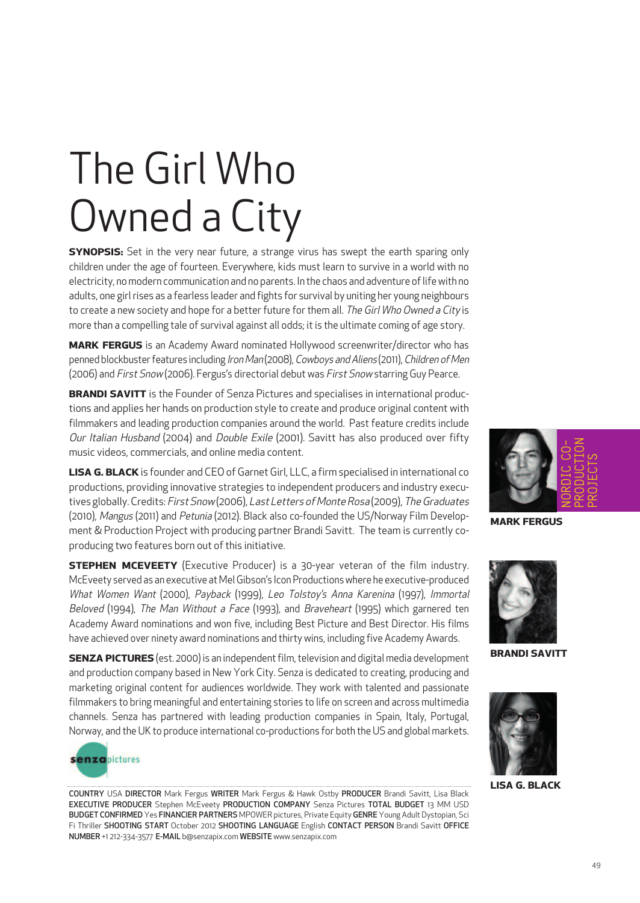# The Girl Who Owned a City

**SYNOPSIS:** Set in the very near future, a strange virus has swept the earth sparing only children under the age of fourteen. Everywhere, kids must learn to survive in a world with no electricity, no modern communication and no parents. In the chaos and adventure of life with no adults, one girl rises as a fearless leader and fights for survival by uniting her young neighbours to create a new society and hope for a better future for them all. *The Girl Who Owned a City* is more than a compelling tale of survival against all odds; it is the ultimate coming of age story.

**MARK FERGUS** is an Academy Award nominated Hollywood screenwriter/director who has penned blockbuster features including *Iron Man* (2008), *Cowboys and Aliens* (2011), *Children of Men* (2006) and *First Snow* (2006). Fergus's directorial debut was *First Snow* starring Guy Pearce.

**BRANDI SAVITT** is the Founder of Senza Pictures and specialises in international productions and applies her hands on production style to create and produce original content with filmmakers and leading production companies around the world. Past feature credits include *Our Italian Husband* (2004) and *Double Exile* (2001). Savitt has also produced over fifty music videos, commercials, and online media content.

**LISA G. BLACK** is founder and CEO of Garnet Girl, LLC, a firm specialised in international co productions, providing innovative strategies to independent producers and industry executives globally. Credits: *First Snow* (2006), *Last Letters of Monte Rosa* (2009), *The Graduates* (2010), *Mangus* (2011) and *Petunia* (2012). Black also co-founded the US/Norway Film Development & Production Project with producing partner Brandi Savitt. The team is currently co-producing two features born out of this initiative.

**STEPHEN MCEVEETY** (Executive Producer) is a 30-year veteran of the film industry. McEveety served as an executive at Mel Gibson's Icon Productions where he executive-produced *What Women Want* (2000), *Payback* (1999), *Leo Tolstoy's Anna Karenina* (1997), *Immortal Beloved* (1994), *The Man Without a Face* (1993), and *Braveheart* (1995) which garnered ten Academy Award nominations and won five, including Best Picture and Best Director. His films have achieved over ninety award nominations and thirty wins, including five Academy Awards.

**SENZA PICTURES** (est. 2000) is an independent film, television and digital media development and production company based in New York City. Senza is dedicated to creating, producing and marketing original content for audiences worldwide. They work with talented and passionate filmmakers to bring meaningful and entertaining stories to life on screen and across multimedia channels. Senza has partnered with leading production companies in Spain, Italy, Portugal, Norway, and the UK to produce international co-productions for both the US and global markets.

senza pictures

**COUNTRY** USA **DIRECTOR** Mark Fergus **WRITER** Mark Fergus & Hawk Ostby **PRODUCER** Brandi Savitt, Lisa Black **EXECUTIVE PRODUCER** Stephen McEveety **PRODUCTION COMPANY** Senza Pictures **TOTAL BUDGET** 13 MM USD **BUDGET CONFIRMED** Yes **FINANCIER PARTNERS** MPOWER pictures, Private Equity **GENRE** Young Adult Dystopian, Sci Fi Thriller **SHOOTING START** October 2012 **SHOOTING LANGUAGE** English **CONTACT PERSON** Brandi Savitt **OFFICE NUMBER** +1 212-334-3577 **E-MAIL** b@senzapix.com **WEBSITE** www.senzapix.com

NORDIC CO-PRODUCTION PROJECTS

**MARK FERGUS**

**BRANDI SAVITT**

**LISA G. BLACK**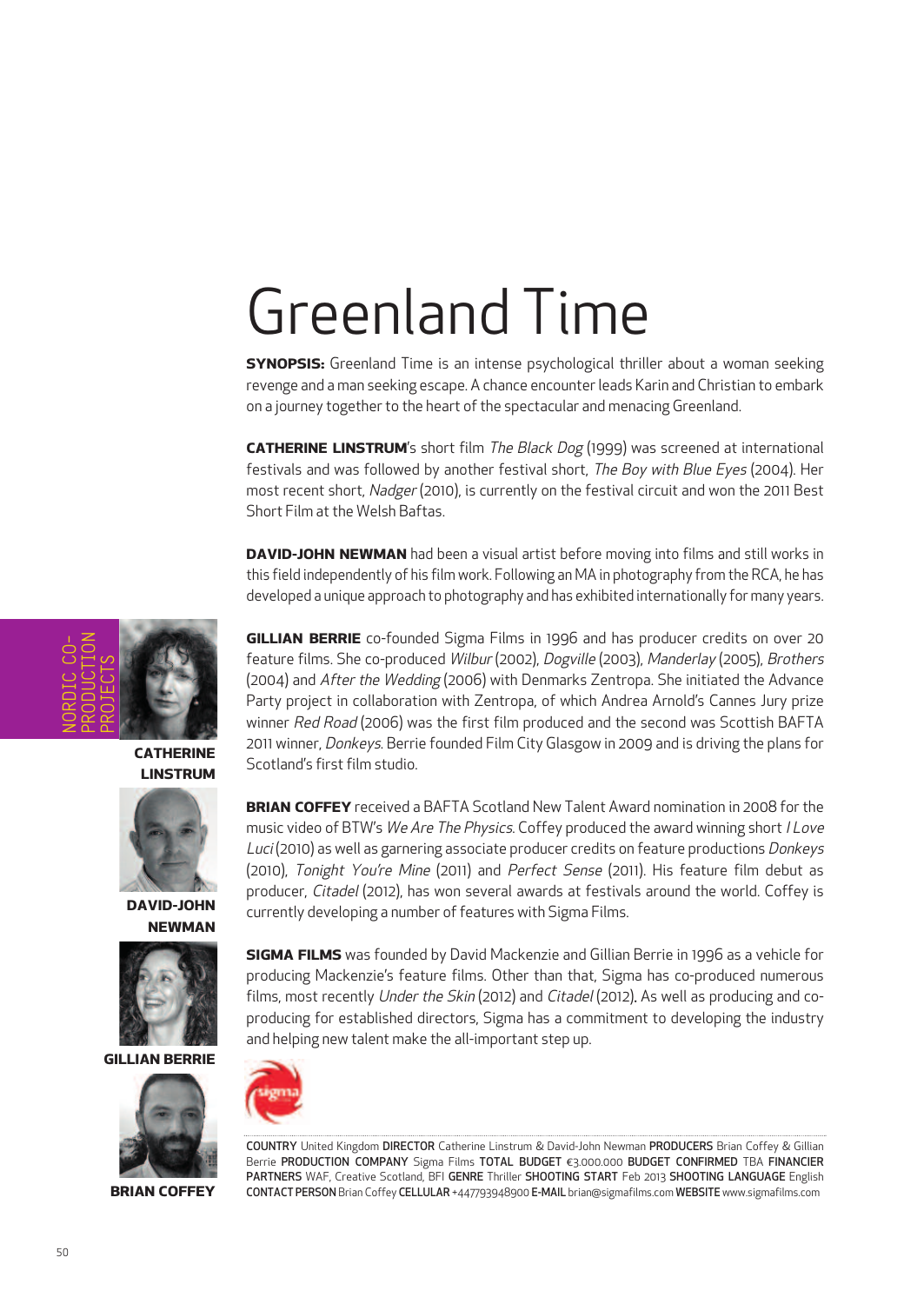# Greenland Time

**SYNOPSIS:** Greenland Time is an intense psychological thriller about a woman seeking revenge and a man seeking escape. A chance encounter leads Karin and Christian to embark on a journey together to the heart of the spectacular and menacing Greenland.

**CATHERINE LINSTRUM**'s short film *The Black Dog* (1999) was screened at international festivals and was followed by another festival short, *The Boy with Blue Eyes* (2004). Her most recent short, *Nadger* (2010), is currently on the festival circuit and won the 2011 Best Short Film at the Welsh Baftas.

**DAVID-JOHN NEWMAN** had been a visual artist before moving into films and still works in this field independently of his film work. Following an MA in photography from the RCA, he has developed a unique approach to photography and has exhibited internationally for many years.

**GILLIAN BERRIE** co-founded Sigma Films in 1996 and has producer credits on over 20 feature films. She co-produced *Wilbur* (2002), *Dogville* (2003), *Manderlay* (2005), *Brothers* (2004) and *After the Wedding* (2006) with Denmarks Zentropa. She initiated the Advance Party project in collaboration with Zentropa, of which Andrea Arnold's Cannes Jury prize winner *Red Road* (2006) was the first film produced and the second was Scottish BAFTA 2011 winner, *Donkeys*. Berrie founded Film City Glasgow in 2009 and is driving the plans for Scotland's first film studio.

**BRIAN COFFEY** received a BAFTA Scotland New Talent Award nomination in 2008 for the music video of BTW's *We Are The Physics*. Coffey produced the award winning short *I Love Luci* (2010) as well as garnering associate producer credits on feature productions *Donkeys* (2010), *Tonight You're Mine* (2011) and *Perfect Sense* (2011). His feature film debut as producer, *Citadel* (2012), has won several awards at festivals around the world. Coffey is currently developing a number of features with Sigma Films.

**SIGMA FILMS** was founded by David Mackenzie and Gillian Berrie in 1996 as a vehicle for producing Mackenzie's feature films. Other than that, Sigma has co-produced numerous films, most recently *Under the Skin* (2012) and *Citadel* (2012). As well as producing and co-producing for established directors, Sigma has a commitment to developing the industry and helping new talent make the all-important step up.

NORDIC CO-PRODUCTION PROJECTS

CATHERINE LINSTRUM

DAVID-JOHN NEWMAN

GILLIAN BERRIE

BRIAN COFFEY

**COUNTRY** United Kingdom **DIRECTOR** Catherine Linstrum & David-John Newman **PRODUCERS** Brian Coffey & Gillian Berrie **PRODUCTION COMPANY** Sigma Films **TOTAL BUDGET** €3.000.000 **BUDGET CONFIRMED** TBA **FINANCIER PARTNERS** WAF, Creative Scotland, BFI **GENRE** Thriller **SHOOTING START** Feb 2013 **SHOOTING LANGUAGE** English **CONTACT PERSON** Brian Coffey **CELLULAR** +447793948900 **E-MAIL** brian@sigmafilms.com **WEBSITE** www.sigmafilms.com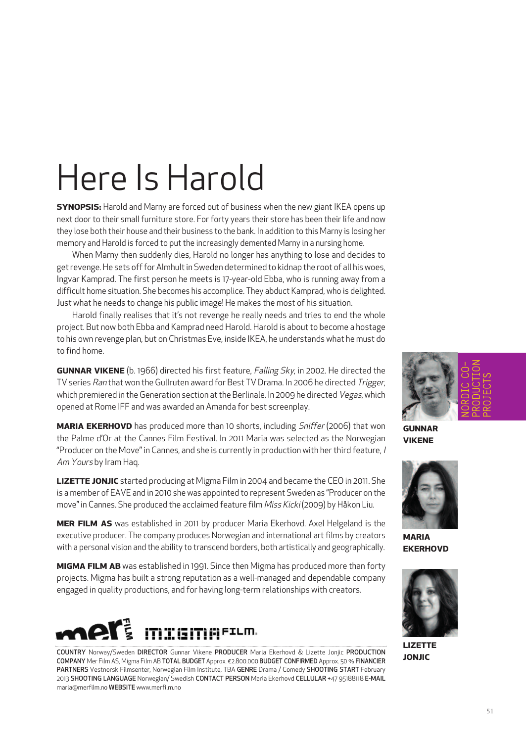# Here Is Harold

**SYNOPSIS:** Harold and Marny are forced out of business when the new giant IKEA opens up next door to their small furniture store. For forty years their store has been their life and now they lose both their house and their business to the bank. In addition to this Marny is losing her memory and Harold is forced to put the increasingly demented Marny in a nursing home.

When Marny then suddenly dies, Harold no longer has anything to lose and decides to get revenge. He sets off for Almhult in Sweden determined to kidnap the root of all his woes, Ingvar Kamprad. The first person he meets is 17-year-old Ebba, who is running away from a difficult home situation. She becomes his accomplice. They abduct Kamprad, who is delighted. Just what he needs to change his public image! He makes the most of his situation.

Harold finally realises that it's not revenge he really needs and tries to end the whole project. But now both Ebba and Kamprad need Harold. Harold is about to become a hostage to his own revenge plan, but on Christmas Eve, inside IKEA, he understands what he must do to find home.

**GUNNAR VIKENE** (b. 1966) directed his first feature, *Falling Sky*, in 2002. He directed the TV series *Ran* that won the Gullruten award for Best TV Drama. In 2006 he directed *Trigger*, which premiered in the Generation section at the Berlinale. In 2009 he directed *Vegas*, which opened at Rome IFF and was awarded an Amanda for best screenplay.

**MARIA EKERHOVD** has produced more than 10 shorts, including *Sniffer* (2006) that won the Palme d'Or at the Cannes Film Festival. In 2011 Maria was selected as the Norwegian "Producer on the Move" in Cannes, and she is currently in production with her third feature, *I Am Yours* by Iram Haq.

**LIZETTE JONJIC** started producing at Migma Film in 2004 and became the CEO in 2011. She is a member of EAVE and in 2010 she was appointed to represent Sweden as "Producer on the move" in Cannes. She produced the acclaimed feature film *Miss Kicki* (2009) by Håkon Liu.

**MER FILM AS** was established in 2011 by producer Maria Ekerhovd. Axel Helgeland is the executive producer. The company produces Norwegian and international art films by creators with a personal vision and the ability to transcend borders, both artistically and geographically.

**MIGMA FILM AB** was established in 1991. Since then Migma has produced more than forty projects. Migma has built a strong reputation as a well-managed and dependable company engaged in quality productions, and for having long-term relationships with creators.

**COUNTRY** Norway/Sweden **DIRECTOR** Gunnar Vikene **PRODUCER** Maria Ekerhovd & Lizette Jonjic **PRODUCTION COMPANY** Mer Film AS, Migma Film AB **TOTAL BUDGET** Approx. €2.800.000 **BUDGET CONFIRMED** Approx. 50 % **FINANCIER PARTNERS** Vestnorsk Filmsenter, Norwegian Film Institute, TBA **GENRE** Drama / Comedy **SHOOTING START** February 2013 **SHOOTING LANGUAGE** Norwegian/ Swedish **CONTACT PERSON** Maria Ekerhovd **CELLULAR** +47 95188118 **E-MAIL** maria@merfilm.no **WEBSITE** www.merfilm.no

NORDIC CO-PRODUCTION PROJECTS

**GUNNAR VIKENE**

**MARIA EKERHOVD**

**LIZETTE JONJIC**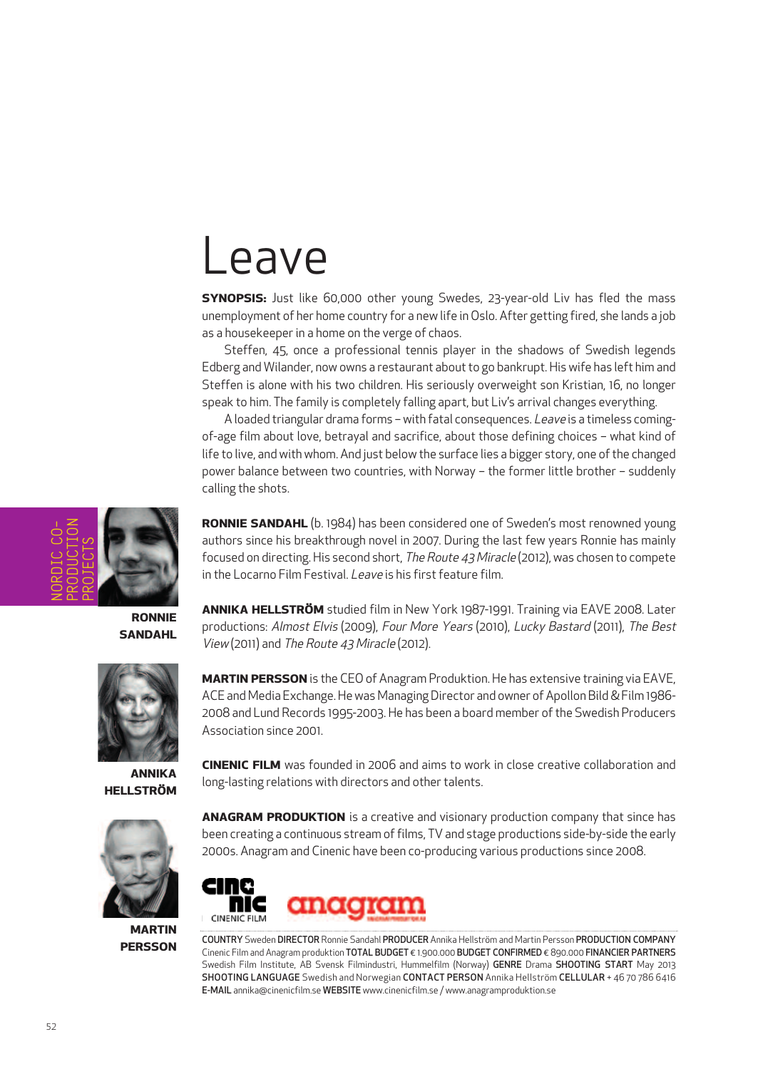# Leave

**SYNOPSIS:** Just like 60,000 other young Swedes, 23-year-old Liv has fled the mass unemployment of her home country for a new life in Oslo. After getting fired, she lands a job as a housekeeper in a home on the verge of chaos.

Steffen, 45, once a professional tennis player in the shadows of Swedish legends Edberg and Wilander, now owns a restaurant about to go bankrupt. His wife has left him and Steffen is alone with his two children. His seriously overweight son Kristian, 16, no longer speak to him. The family is completely falling apart, but Liv's arrival changes everything.

A loaded triangular drama forms – with fatal consequences. *Leave* is a timeless coming-of-age film about love, betrayal and sacrifice, about those defining choices – what kind of life to live, and with whom. And just below the surface lies a bigger story, one of the changed power balance between two countries, with Norway – the former little brother – suddenly calling the shots.

NORDIC CO-PRODUCTION PROJECTS

**RONNIE SANDAHL**

**RONNIE SANDAHL** (b. 1984) has been considered one of Sweden's most renowned young authors since his breakthrough novel in 2007. During the last few years Ronnie has mainly focused on directing. His second short, *The Route 43 Miracle* (2012), was chosen to compete in the Locarno Film Festival. *Leave* is his first feature film.

**ANNIKA HELLSTRÖM**

**ANNIKA HELLSTRÖM** studied film in New York 1987-1991. Training via EAVE 2008. Later productions: *Almost Elvis* (2009), *Four More Years* (2010), *Lucky Bastard* (2011), *The Best View* (2011) and *The Route 43 Miracle* (2012).

**MARTIN PERSSON**

**MARTIN PERSSON** is the CEO of Anagram Produktion. He has extensive training via EAVE, ACE and Media Exchange. He was Managing Director and owner of Apollon Bild & Film 1986-2008 and Lund Records 1995-2003. He has been a board member of the Swedish Producers Association since 2001.

**CINENIC FILM** was founded in 2006 and aims to work in close creative collaboration and long-lasting relations with directors and other talents.

**ANAGRAM PRODUKTION** is a creative and visionary production company that since has been creating a continuous stream of films, TV and stage productions side-by-side the early 2000s. Anagram and Cinenic have been co-producing various productions since 2008.

**COUNTRY** Sweden **DIRECTOR** Ronnie Sandahl **PRODUCER** Annika Hellström and Martin Persson **PRODUCTION COMPANY** Cinenic Film and Anagram produktion **TOTAL BUDGET** € 1.900.000 **BUDGET CONFIRMED** € 890.000 **FINANCIER PARTNERS** Swedish Film Institute, AB Svensk Filmindustri, Hummelfilm (Norway) **GENRE** Drama **SHOOTING START** May 2013 **SHOOTING LANGUAGE** Swedish and Norwegian **CONTACT PERSON** Annika Hellström **CELLULAR** + 46 70 786 6416 **E-MAIL** annika@cinenicfilm.se **WEBSITE** www.cinenicfilm.se / www.anagramproduktion.se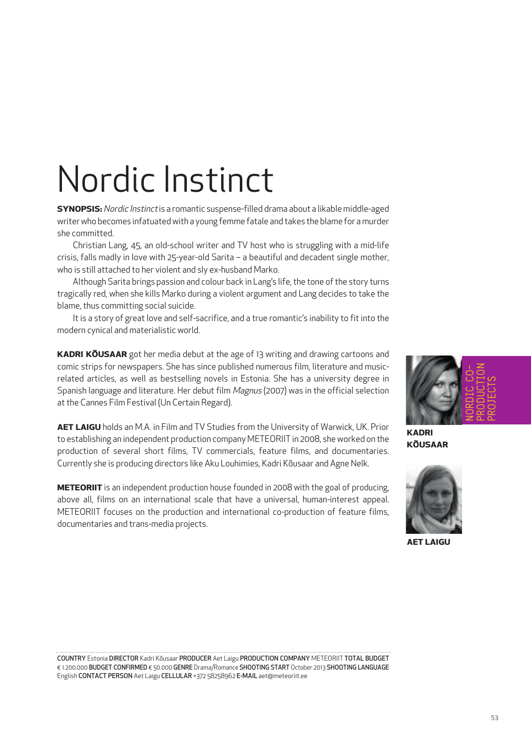# Nordic Instinct

**SYNOPSIS:** *Nordic Instinct* is a romantic suspense-filled drama about a likable middle-aged writer who becomes infatuated with a young femme fatale and takes the blame for a murder she committed.

Christian Lang, 45, an old-school writer and TV host who is struggling with a mid-life crisis, falls madly in love with 25-year-old Sarita – a beautiful and decadent single mother, who is still attached to her violent and sly ex-husband Marko.

Although Sarita brings passion and colour back in Lang's life, the tone of the story turns tragically red, when she kills Marko during a violent argument and Lang decides to take the blame, thus committing social suicide.

It is a story of great love and self-sacrifice, and a true romantic's inability to fit into the modern cynical and materialistic world.

**KADRI KÕUSAAR** got her media debut at the age of 13 writing and drawing cartoons and comic strips for newspapers. She has since published numerous film, literature and music-related articles, as well as bestselling novels in Estonia. She has a university degree in Spanish language and literature. Her debut film *Magnus* (2007) was in the official selection at the Cannes Film Festival (Un Certain Regard).

**AET LAIGU** holds an M.A. in Film and TV Studies from the University of Warwick, UK. Prior to establishing an independent production company METEORIIT in 2008, she worked on the production of several short films, TV commercials, feature films, and documentaries. Currently she is producing directors like Aku Louhimies, Kadri Kõusaar and Agne Nelk.

**METEORIIT** is an independent production house founded in 2008 with the goal of producing, above all, films on an international scale that have a universal, human-interest appeal. METEORIIT focuses on the production and international co-production of feature films, documentaries and trans-media projects.

NORDIC CO-PRODUCTION PROJECTS

**KADRI KÕUSAAR**

**AET LAIGU**

**COUNTRY** Estonia **DIRECTOR** Kadri Kõusaar **PRODUCER** Aet Laigu **PRODUCTION COMPANY** METEORIIT **TOTAL BUDGET** € 1.200.000 **BUDGET CONFIRMED** € 50.000 **GENRE** Drama/Romance **SHOOTING START** October 2013 **SHOOTING LANGUAGE** English **CONTACT PERSON** Aet Laigu **CELLULAR** +372 58258962 **E-MAIL** aet@meteoriit.ee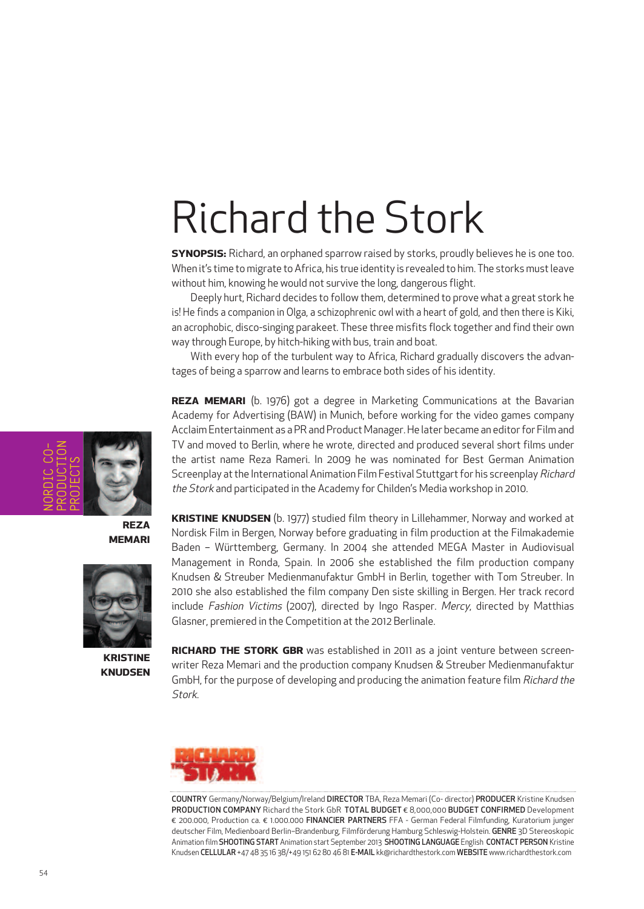# Richard the Stork

**SYNOPSIS:** Richard, an orphaned sparrow raised by storks, proudly believes he is one too. When it's time to migrate to Africa, his true identity is revealed to him. The storks must leave without him, knowing he would not survive the long, dangerous flight.

Deeply hurt, Richard decides to follow them, determined to prove what a great stork he is! He finds a companion in Olga, a schizophrenic owl with a heart of gold, and then there is Kiki, an acrophobic, disco-singing parakeet. These three misfits flock together and find their own way through Europe, by hitch-hiking with bus, train and boat.

With every hop of the turbulent way to Africa, Richard gradually discovers the advantages of being a sparrow and learns to embrace both sides of his identity.

NORDIC CO-PRODUCTION PROJECTS

**REZA MEMARI**

**REZA MEMARI** (b. 1976) got a degree in Marketing Communications at the Bavarian Academy for Advertising (BAW) in Munich, before working for the video games company Acclaim Entertainment as a PR and Product Manager. He later became an editor for Film and TV and moved to Berlin, where he wrote, directed and produced several short films under the artist name Reza Rameri. In 2009 he was nominated for Best German Animation Screenplay at the International Animation Film Festival Stuttgart for his screenplay *Richard the Stork* and participated in the Academy for Childen's Media workshop in 2010.

**KRISTINE KNUDSEN**

**KRISTINE KNUDSEN** (b. 1977) studied film theory in Lillehammer, Norway and worked at Nordisk Film in Bergen, Norway before graduating in film production at the Filmakademie Baden – Württemberg, Germany. In 2004 she attended MEGA Master in Audiovisual Management in Ronda, Spain. In 2006 she established the film production company Knudsen & Streuber Medienmanufaktur GmbH in Berlin, together with Tom Streuber. In 2010 she also established the film company Den siste skilling in Bergen. Her track record include *Fashion Victims* (2007), directed by Ingo Rasper. *Mercy*, directed by Matthias Glasner, premiered in the Competition at the 2012 Berlinale.

**RICHARD THE STORK GBR** was established in 2011 as a joint venture between screenwriter Reza Memari and the production company Knudsen & Streuber Medienmanufaktur GmbH, for the purpose of developing and producing the animation feature film *Richard the Stork*.

**COUNTRY** Germany/Norway/Belgium/Ireland **DIRECTOR** TBA, Reza Memari (Co- director) **PRODUCER** Kristine Knudsen **PRODUCTION COMPANY** Richard the Stork GbR **TOTAL BUDGET** € 8,000,000 **BUDGET CONFIRMED** Development € 200.000, Production ca. € 1.000.000 **FINANCIER PARTNERS** FFA - German Federal Filmfunding, Kuratorium junger deutscher Film, Medienboard Berlin-Brandenburg, Filmförderung Hamburg Schleswig-Holstein. **GENRE** 3D Stereoskopic Animation film **SHOOTING START** Animation start September 2013 **SHOOTING LANGUAGE** English **CONTACT PERSON** Kristine Knudsen **CELLULAR** +47 48 35 16 38/+49 151 62 80 46 81 **E-MAIL** kk@richardthestork.com **WEBSITE** www.richardthestork.com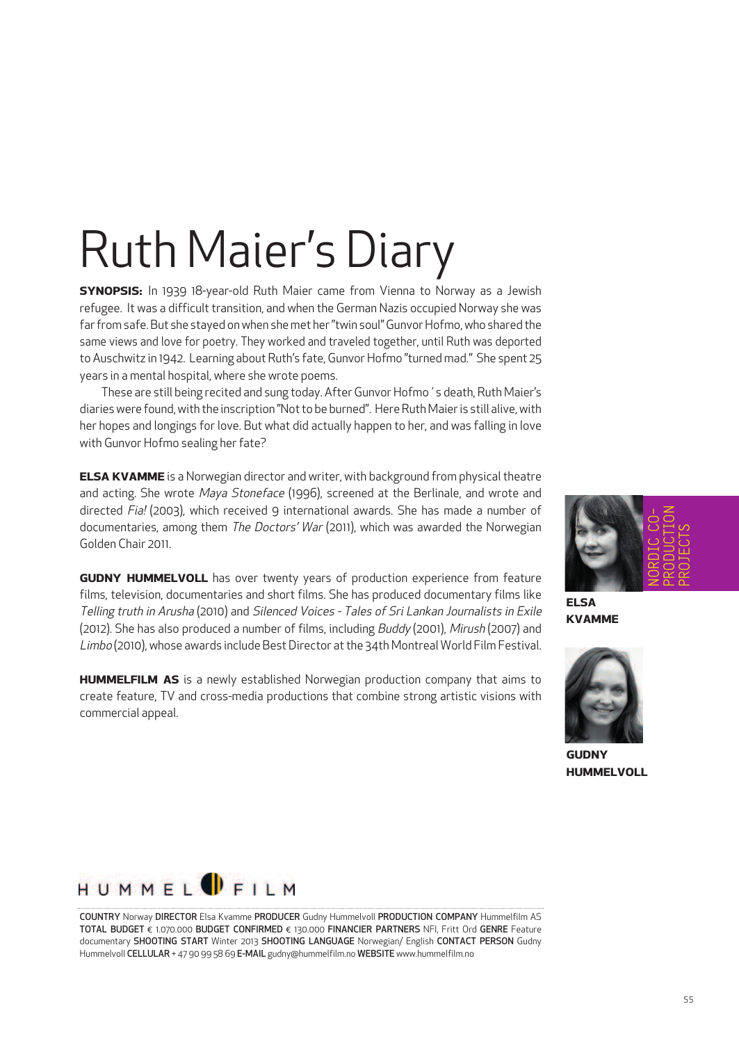# Ruth Maier's Diary

**SYNOPSIS:** In 1939 18-year-old Ruth Maier came from Vienna to Norway as a Jewish refugee. It was a difficult transition, and when the German Nazis occupied Norway she was far from safe. But she stayed on when she met her "twin soul" Gunvor Hofmo, who shared the same views and love for poetry. They worked and traveled together, until Ruth was deported to Auschwitz in 1942. Learning about Ruth's fate, Gunvor Hofmo "turned mad." She spent 25 years in a mental hospital, where she wrote poems.

These are still being recited and sung today. After Gunvor Hofmo ' s death, Ruth Maier's diaries were found, with the inscription "Not to be burned". Here Ruth Maier is still alive, with her hopes and longings for love. But what did actually happen to her, and was falling in love with Gunvor Hofmo sealing her fate?

**ELSA KVAMME** is a Norwegian director and writer, with background from physical theatre and acting. She wrote *Maya Stoneface* (1996), screened at the Berlinale, and wrote and directed *Fia!* (2003), which received 9 international awards. She has made a number of documentaries, among them *The Doctors' War* (2011), which was awarded the Norwegian Golden Chair 2011.

**GUDNY HUMMELVOLL** has over twenty years of production experience from feature films, television, documentaries and short films. She has produced documentary films like *Telling truth in Arusha* (2010) and *Silenced Voices - Tales of Sri Lankan Journalists in Exile* (2012). She has also produced a number of films, including *Buddy* (2001), *Mirush* (2007) and *Limbo* (2010), whose awards include Best Director at the 34th Montreal World Film Festival.

**HUMMELFILM AS** is a newly established Norwegian production company that aims to create feature, TV and cross-media productions that combine strong artistic visions with commercial appeal.

NORDIC CO-PRODUCTION PROJECTS

**ELSA KVAMME**

**GUDNY HUMMELVOLL**

HUMMEL FILM

**COUNTRY** Norway **DIRECTOR** Elsa Kvamme **PRODUCER** Gudny Hummelvoll **PRODUCTION COMPANY** Hummelfilm AS **TOTAL BUDGET** € 1.070.000 **BUDGET CONFIRMED** € 130.000 **FINANCIER PARTNERS** NFI, Fritt Ord **GENRE** Feature documentary **SHOOTING START** Winter 2013 **SHOOTING LANGUAGE** Norwegian/ English **CONTACT PERSON** Gudny Hummelvoll **CELLULAR** + 47 90 99 58 69 **E-MAIL** gudny@hummelfilm.no **WEBSITE** www.hummelfilm.no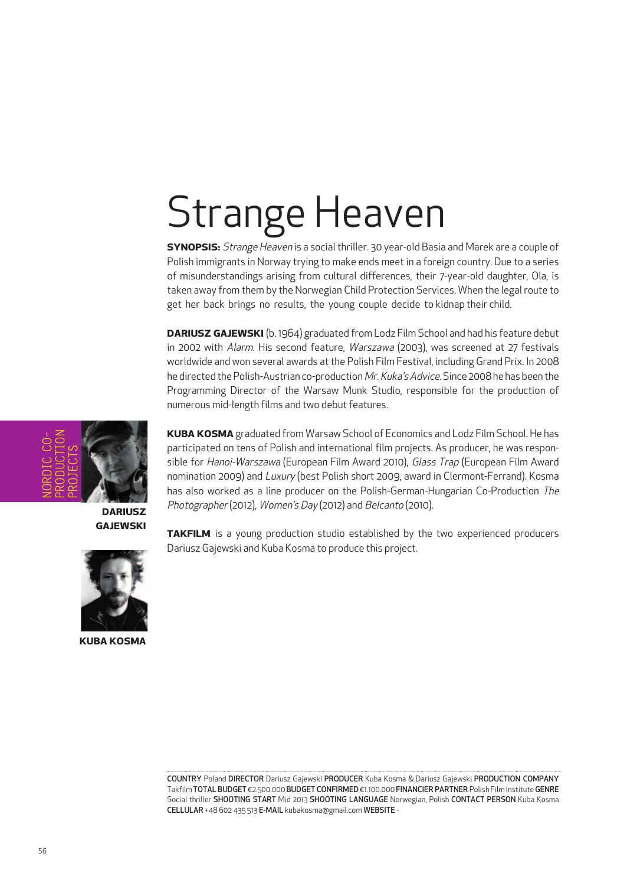# Strange Heaven

**SYNOPSIS:** *Strange Heaven* is a social thriller. 30 year-old Basia and Marek are a couple of Polish immigrants in Norway trying to make ends meet in a foreign country. Due to a series of misunderstandings arising from cultural differences, their 7-year-old daughter, Ola, is taken away from them by the Norwegian Child Protection Services. When the legal route to get her back brings no results, the young couple decide to kidnap their child.

**DARIUSZ GAJEWSKI** (b. 1964) graduated from Lodz Film School and had his feature debut in 2002 with *Alarm*. His second feature, *Warszawa* (2003), was screened at 27 festivals worldwide and won several awards at the Polish Film Festival, including Grand Prix. In 2008 he directed the Polish-Austrian co-production *Mr. Kuka's Advice*. Since 2008 he has been the Programming Director of the Warsaw Munk Studio, responsible for the production of numerous mid-length films and two debut features.

**KUBA KOSMA** graduated from Warsaw School of Economics and Lodz Film School. He has participated on tens of Polish and international film projects. As producer, he was responsible for *Hanoi-Warszawa* (European Film Award 2010), *Glass Trap* (European Film Award nomination 2009) and *Luxury* (best Polish short 2009, award in Clermont-Ferrand). Kosma has also worked as a line producer on the Polish-German-Hungarian Co-Production *The Photographer* (2012), *Women's Day* (2012) and *Belcanto* (2010).

**TAKFILM** is a young production studio established by the two experienced producers Dariusz Gajewski and Kuba Kosma to produce this project.

NORDIC CO-PRODUCTION PROJECTS

**DARIUSZ GAJEWSKI**

**KUBA KOSMA**

**COUNTRY** Poland **DIRECTOR** Dariusz Gajewski **PRODUCER** Kuba Kosma & Dariusz Gajewski **PRODUCTION COMPANY** Takfilm **TOTAL BUDGET** €2.500.000 **BUDGET CONFIRMED** €1.100.000 **FINANCIER PARTNER** Polish Film Institute **GENRE** Social thriller **SHOOTING START** Mid 2013 **SHOOTING LANGUAGE** Norwegian, Polish **CONTACT PERSON** Kuba Kosma **CELLULAR** +48 602 435 513 **E-MAIL** kubakosma@gmail.com **WEBSITE** -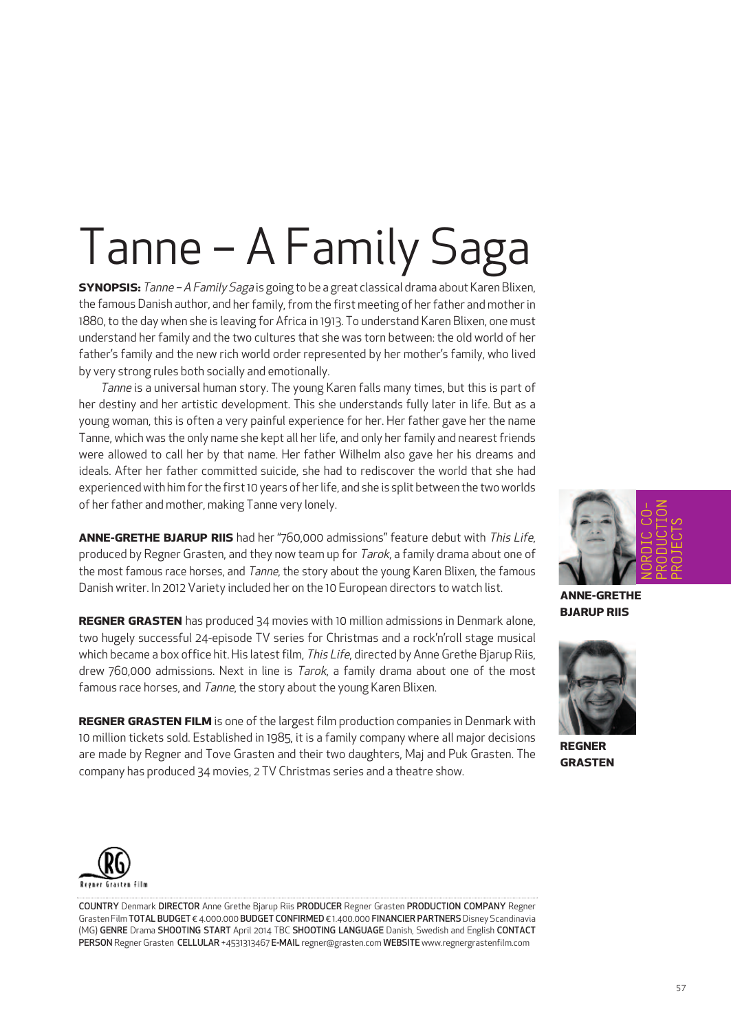# Tanne – A Family Saga

**SYNOPSIS:** *Tanne – A Family Saga* is going to be a great classical drama about Karen Blixen, the famous Danish author, and her family, from the first meeting of her father and mother in 1880, to the day when she is leaving for Africa in 1913. To understand Karen Blixen, one must understand her family and the two cultures that she was torn between: the old world of her father's family and the new rich world order represented by her mother's family, who lived by very strong rules both socially and emotionally.

*Tanne* is a universal human story. The young Karen falls many times, but this is part of her destiny and her artistic development. This she understands fully later in life. But as a young woman, this is often a very painful experience for her. Her father gave her the name Tanne, which was the only name she kept all her life, and only her family and nearest friends were allowed to call her by that name. Her father Wilhelm also gave her his dreams and ideals. After her father committed suicide, she had to rediscover the world that she had experienced with him for the first 10 years of her life, and she is split between the two worlds of her father and mother, making Tanne very lonely.

**ANNE-GRETHE BJARUP RIIS** had her "760,000 admissions" feature debut with *This Life*, produced by Regner Grasten, and they now team up for *Tarok*, a family drama about one of the most famous race horses, and *Tanne*, the story about the young Karen Blixen, the famous Danish writer. In 2012 Variety included her on the 10 European directors to watch list.

**REGNER GRASTEN** has produced 34 movies with 10 million admissions in Denmark alone, two hugely successful 24-episode TV series for Christmas and a rock'n'roll stage musical which became a box office hit. His latest film, *This Life*, directed by Anne Grethe Bjarup Riis, drew 760,000 admissions. Next in line is *Tarok*, a family drama about one of the most famous race horses, and *Tanne*, the story about the young Karen Blixen.

**REGNER GRASTEN FILM** is one of the largest film production companies in Denmark with 10 million tickets sold. Established in 1985, it is a family company where all major decisions are made by Regner and Tove Grasten and their two daughters, Maj and Puk Grasten. The company has produced 34 movies, 2 TV Christmas series and a theatre show.

NORDIC CO-PRODUCTION PROJECTS

**ANNE-GRETHE BJARUP RIIS**

**REGNER GRASTEN**

Regner Grasten Film

**COUNTRY** Denmark **DIRECTOR** Anne Grethe Bjarup Riis **PRODUCER** Regner Grasten **PRODUCTION COMPANY** Regner Grasten Film **TOTAL BUDGET** € 4.000.000 **BUDGET CONFIRMED** € 1.400.000 **FINANCIER PARTNERS** Disney Scandinavia (MG) **GENRE** Drama **SHOOTING START** April 2014 TBC **SHOOTING LANGUAGE** Danish, Swedish and English **CONTACT PERSON** Regner Grasten **CELLULAR** +4531313467 **E-MAIL** regner@grasten.com **WEBSITE** www.regnergrastenfilm.com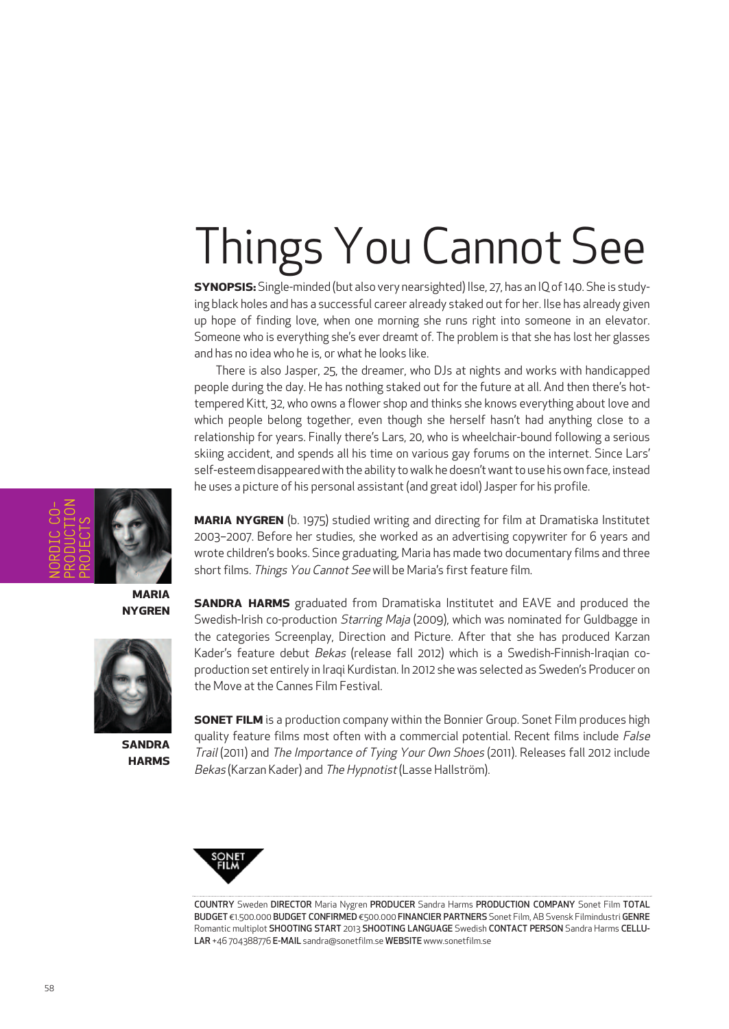# Things You Cannot See

**SYNOPSIS:** Single-minded (but also very nearsighted) Ilse, 27, has an IQ of 140. She is studying black holes and has a successful career already staked out for her. Ilse has already given up hope of finding love, when one morning she runs right into someone in an elevator. Someone who is everything she's ever dreamt of. The problem is that she has lost her glasses and has no idea who he is, or what he looks like.

There is also Jasper, 25, the dreamer, who DJs at nights and works with handicapped people during the day. He has nothing staked out for the future at all. And then there's hot-tempered Kitt, 32, who owns a flower shop and thinks she knows everything about love and which people belong together, even though she herself hasn't had anything close to a relationship for years. Finally there's Lars, 20, who is wheelchair-bound following a serious skiing accident, and spends all his time on various gay forums on the internet. Since Lars' self-esteem disappeared with the ability to walk he doesn't want to use his own face, instead he uses a picture of his personal assistant (and great idol) Jasper for his profile.

NORDIC CO-PRODUCTION PROJECTS

**MARIA NYGREN**

**MARIA NYGREN** (b. 1975) studied writing and directing for film at Dramatiska Institutet 2003–2007. Before her studies, she worked as an advertising copywriter for 6 years and wrote children's books. Since graduating, Maria has made two documentary films and three short films. *Things You Cannot See* will be Maria's first feature film.

**SANDRA HARMS**

**SANDRA HARMS** graduated from Dramatiska Institutet and EAVE and produced the Swedish-Irish co-production *Starring Maja* (2009), which was nominated for Guldbagge in the categories Screenplay, Direction and Picture. After that she has produced Karzan Kader's feature debut *Bekas* (release fall 2012) which is a Swedish-Finnish-Iraqian co-production set entirely in Iraqi Kurdistan. In 2012 she was selected as Sweden's Producer on the Move at the Cannes Film Festival.

**SONET FILM** is a production company within the Bonnier Group. Sonet Film produces high quality feature films most often with a commercial potential. Recent films include *False Trail* (2011) and *The Importance of Tying Your Own Shoes* (2011). Releases fall 2012 include *Bekas* (Karzan Kader) and *The Hypnotist* (Lasse Hallström).

SONET FILM

**COUNTRY** Sweden **DIRECTOR** Maria Nygren **PRODUCER** Sandra Harms **PRODUCTION COMPANY** Sonet Film **TOTAL BUDGET** €1.500.000 **BUDGET CONFIRMED** €500.000 **FINANCIER PARTNERS** Sonet Film, AB Svensk Filmindustri **GENRE** Romantic multiplot **SHOOTING START** 2013 **SHOOTING LANGUAGE** Swedish **CONTACT PERSON** Sandra Harms **CELLULAR** +46 704388776 **E-MAIL** sandra@sonetfilm.se **WEBSITE** www.sonetfilm.se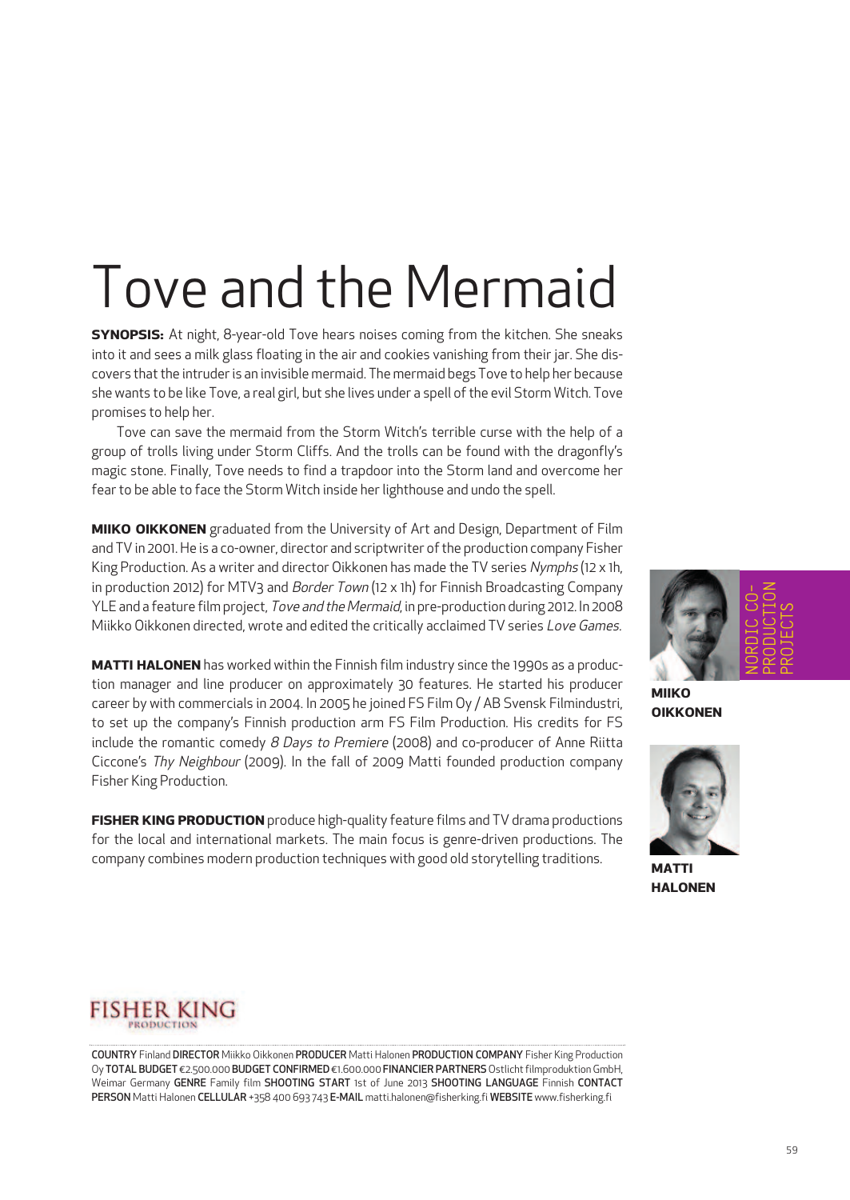# Tove and the Mermaid

**SYNOPSIS:** At night, 8-year-old Tove hears noises coming from the kitchen. She sneaks into it and sees a milk glass floating in the air and cookies vanishing from their jar. She discovers that the intruder is an invisible mermaid. The mermaid begs Tove to help her because she wants to be like Tove, a real girl, but she lives under a spell of the evil Storm Witch. Tove promises to help her.

Tove can save the mermaid from the Storm Witch's terrible curse with the help of a group of trolls living under Storm Cliffs. And the trolls can be found with the dragonfly's magic stone. Finally, Tove needs to find a trapdoor into the Storm land and overcome her fear to be able to face the Storm Witch inside her lighthouse and undo the spell.

**MIIKO OIKKONEN** graduated from the University of Art and Design, Department of Film and TV in 2001. He is a co-owner, director and scriptwriter of the production company Fisher King Production. As a writer and director Oikkonen has made the TV series *Nymphs* (12 x 1h, in production 2012) for MTV3 and *Border Town* (12 x 1h) for Finnish Broadcasting Company YLE and a feature film project, *Tove and the Mermaid*, in pre-production during 2012. In 2008 Miikko Oikkonen directed, wrote and edited the critically acclaimed TV series *Love Games*.

**MATTI HALONEN** has worked within the Finnish film industry since the 1990s as a production manager and line producer on approximately 30 features. He started his producer career by with commercials in 2004. In 2005 he joined FS Film Oy / AB Svensk Filmindustri, to set up the company's Finnish production arm FS Film Production. His credits for FS include the romantic comedy *8 Days to Premiere* (2008) and co-producer of Anne Riitta Ciccone's *Thy Neighbour* (2009). In the fall of 2009 Matti founded production company Fisher King Production.

**FISHER KING PRODUCTION** produce high-quality feature films and TV drama productions for the local and international markets. The main focus is genre-driven productions. The company combines modern production techniques with good old storytelling traditions.

NORDIC CO-PRODUCTION PROJECTS

**MIIKO OIKKONEN**

**MATTI HALONEN**

FISHER KING PRODUCTION

**COUNTRY** Finland **DIRECTOR** Miikko Oikkonen **PRODUCER** Matti Halonen **PRODUCTION COMPANY** Fisher King Production Oy **TOTAL BUDGET** €2.500.000 **BUDGET CONFIRMED** €1.600.000 **FINANCIER PARTNERS** Ostlicht filmproduktion GmbH, Weimar Germany **GENRE** Family film **SHOOTING START** 1st of June 2013 **SHOOTING LANGUAGE** Finnish **CONTACT PERSON** Matti Halonen **CELLULAR** +358 400 693 743 **E-MAIL** matti.halonen@fisherking.fi **WEBSITE** www.fisherking.fi